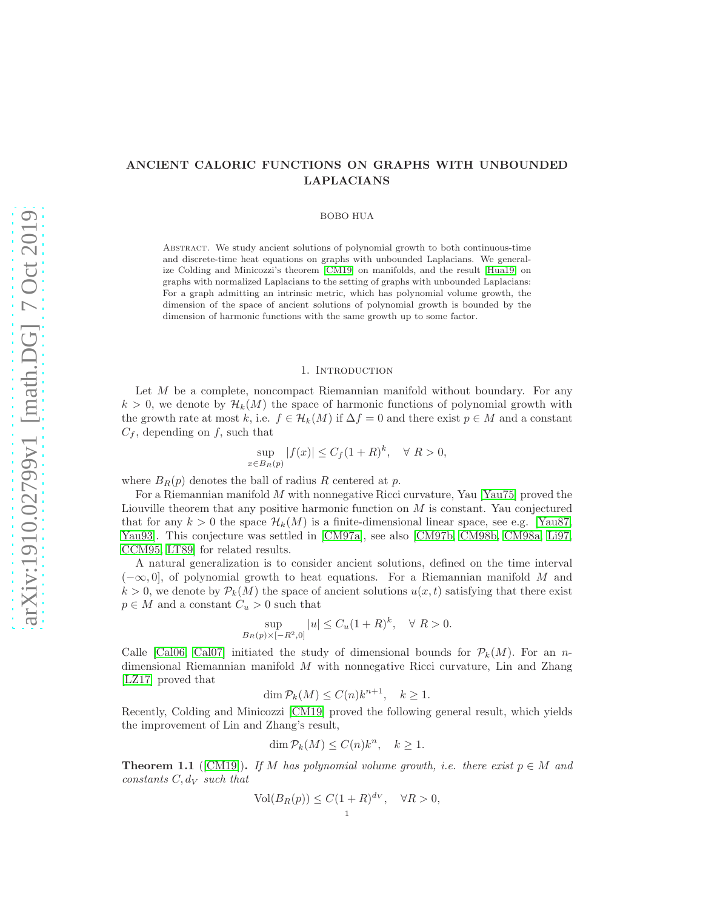# ANCIENT CALORIC FUNCTIONS ON GRAPHS WITH UNBOUNDED LAPLACIANS

BOBO HUA

Abstract. We study ancient solutions of polynomial growth to both continuous-time and discrete-time heat equations on graphs with unbounded Laplacians. We generalize Colding and Minicozzi's theorem [CM19] on manifolds, and the result [Hua19] on graphs with normalized Laplacians to the setting of graphs with unbounded Laplacians: For a graph admitting an intrinsic metric, which has polynomial volume growth, the dimension of the space of ancient solutions of polynomial growth is bounded by the dimension of harmonic functions with the same growth up to some factor.

## 1. Introduction

Let $M$ be a complete, noncompact Riemannian manifold without boundary. For any $k > 0$, we denote by $\mathcal{H}_k(M)$ the space of harmonic functions of polynomial growth with the growth rate at most $k$, i.e. $f \in \mathcal{H}_k(M)$ if $\Delta f = 0$ and there exist $p \in M$ and a constant $C_f$, depending on $f$, such that

$$\sup_{x \in B_R(p)} |f(x)| \leq C_f(1+R)^k, \quad \forall\ R > 0,$$

where $B_R(p)$ denotes the ball of radius $R$ centered at $p$.

For a Riemannian manifold $M$ with nonnegative Ricci curvature, Yau [Yau75] proved the Liouville theorem that any positive harmonic function on $M$ is constant. Yau conjectured that for any $k > 0$ the space $\mathcal{H}_k(M)$ is a finite-dimensional linear space, see e.g. [Yau87, Yau93]. This conjecture was settled in [CM97a], see also [CM97b, CM98b, CM98a, Li97, CCM95, LT89] for related results.

A natural generalization is to consider ancient solutions, defined on the time interval $(-\infty, 0]$, of polynomial growth to heat equations. For a Riemannian manifold $M$ and $k > 0$, we denote by $\mathcal{P}_k(M)$ the space of ancient solutions $u(x,t)$ satisfying that there exist $p \in M$ and a constant $C_u > 0$ such that

$$\sup_{B_R(p) \times [-R^2, 0]} |u| \leq C_u(1+R)^k, \quad \forall\ R > 0.$$

Calle [Cal06, Cal07] initiated the study of dimensional bounds for $\mathcal{P}_k(M)$. For an $n$-dimensional Riemannian manifold $M$ with nonnegative Ricci curvature, Lin and Zhang [LZ17] proved that

$$\dim \mathcal{P}_k(M) \leq C(n)k^{n+1}, \quad k \geq 1.$$

Recently, Colding and Minicozzi [CM19] proved the following general result, which yields the improvement of Lin and Zhang's result,

$$\dim \mathcal{P}_k(M) \leq C(n)k^n, \quad k \geq 1.$$

**Theorem 1.1** ([CM19]). *If $M$ has polynomial volume growth, i.e. there exist $p \in M$ and constants $C, d_V$ such that*

$$\mathrm{Vol}(B_R(p)) \leq C(1+R)^{d_V}, \quad \forall R > 0,$$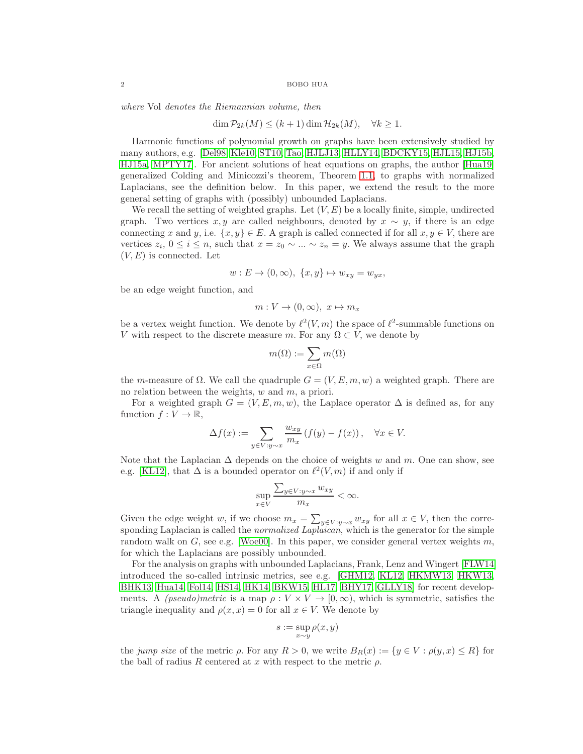*where* Vol *denotes the Riemannian volume, then*

$$\dim \mathcal{P}_{2k}(M) \leq (k+1) \dim \mathcal{H}_{2k}(M), \quad \forall k \geq 1.$$

Harmonic functions of polynomial growth on graphs have been extensively studied by many authors, e.g. [Del98, Kle10, ST10, Tao, HJLJ13, HLLY14, BDCKY15, HJL15, HJ15b, HJ15a, MPTY17]. For ancient solutions of heat equations on graphs, the author [Hua19] generalized Colding and Minicozzi's theorem, Theorem 1.1, to graphs with normalized Laplacians, see the definition below. In this paper, we extend the result to the more general setting of graphs with (possibly) unbounded Laplacians.

We recall the setting of weighted graphs. Let $(V, E)$ be a locally finite, simple, undirected graph. Two vertices $x, y$ are called neighbours, denoted by $x \sim y$, if there is an edge connecting $x$ and $y$, i.e. $\{x, y\} \in E$. A graph is called connected if for all $x, y \in V$, there are vertices $z_i$, $0 \leq i \leq n$, such that $x = z_0 \sim ... \sim z_n = y$. We always assume that the graph $(V, E)$ is connected. Let

$$w : E \to (0, \infty), \ \{x, y\} \mapsto w_{xy} = w_{yx},$$

be an edge weight function, and

$$m : V \to (0, \infty), \ x \mapsto m_x$$

be a vertex weight function. We denote by $\ell^2(V, m)$ the space of $\ell^2$-summable functions on $V$ with respect to the discrete measure $m$. For any $\Omega \subset V$, we denote by

$$m(\Omega) := \sum_{x \in \Omega} m(\Omega)$$

the $m$-measure of $\Omega$. We call the quadruple $G = (V, E, m, w)$ a weighted graph. There are no relation between the weights, $w$ and $m$, a priori.

For a weighted graph $G = (V, E, m, w)$, the Laplace operator $\Delta$ is defined as, for any function $f : V \to \mathbb{R}$,

$$\Delta f(x) := \sum_{y \in V : y \sim x} \frac{w_{xy}}{m_x} \left( f(y) - f(x) \right), \quad \forall x \in V.$$

Note that the Laplacian $\Delta$ depends on the choice of weights $w$ and $m$. One can show, see e.g. [KL12], that $\Delta$ is a bounded operator on $\ell^2(V, m)$ if and only if

$$\sup_{x \in V} \frac{\sum_{y \in V : y \sim x} w_{xy}}{m_x} < \infty.$$

Given the edge weight $w$, if we choose $m_x = \sum_{y \in V : y \sim x} w_{xy}$ for all $x \in V$, then the corresponding Laplacian is called the *normalized Laplaican*, which is the generator for the simple random walk on $G$, see e.g. [Woe00]. In this paper, we consider general vertex weights $m$, for which the Laplacians are possibly unbounded.

For the analysis on graphs with unbounded Laplacians, Frank, Lenz and Wingert [FLW14] introduced the so-called intrinsic metrics, see e.g. [GHM12, KL12, HKMW13, HKW13, BHK13, Hua14, Fol14, HS14, HK14, BKW15, HL17, BHY17, GLLY18] for recent developments. A *(pseudo)metric* is a map $\rho : V \times V \to [0, \infty)$, which is symmetric, satisfies the triangle inequality and $\rho(x, x) = 0$ for all $x \in V$. We denote by

$$s := \sup_{x \sim y} \rho(x, y)$$

the *jump size* of the metric $\rho$. For any $R > 0$, we write $B_R(x) := \{y \in V : \rho(y, x) \leq R\}$ for the ball of radius $R$ centered at $x$ with respect to the metric $\rho$.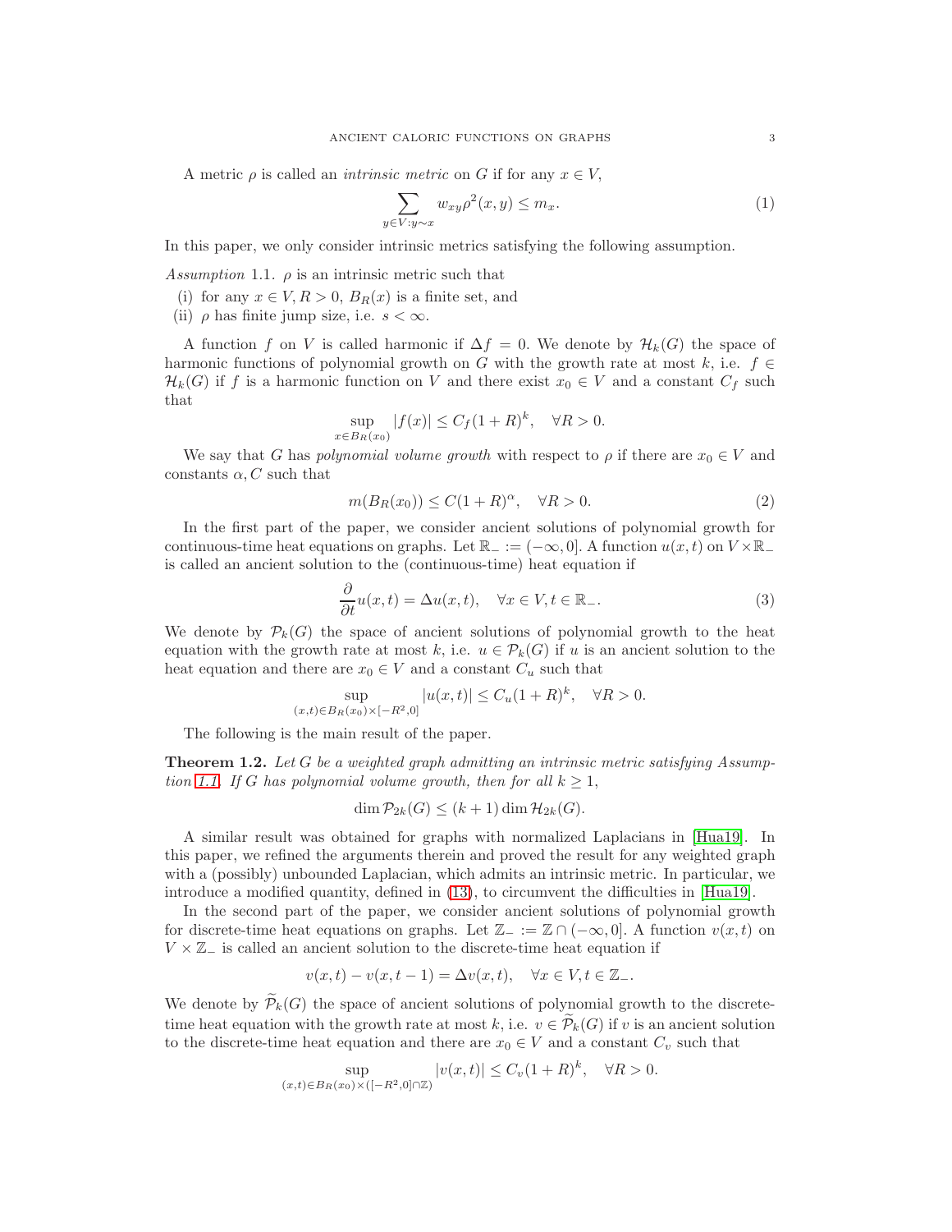A metric $\rho$ is called an *intrinsic metric* on $G$ if for any $x \in V$,

$$\sum_{y \in V: y \sim x} w_{xy} \rho^2(x, y) \leq m_x. \tag{1}$$

In this paper, we only consider intrinsic metrics satisfying the following assumption.

*Assumption* 1.1. $\rho$ is an intrinsic metric such that

(i) for any $x \in V, R > 0$, $B_R(x)$ is a finite set, and
(ii) $\rho$ has finite jump size, i.e. $s < \infty$.

A function $f$ on $V$ is called harmonic if $\Delta f = 0$. We denote by $\mathcal{H}_k(G)$ the space of harmonic functions of polynomial growth on $G$ with the growth rate at most $k$, i.e. $f \in \mathcal{H}_k(G)$ if $f$ is a harmonic function on $V$ and there exist $x_0 \in V$ and a constant $C_f$ such that

$$\sup_{x \in B_R(x_0)} |f(x)| \leq C_f (1 + R)^k, \quad \forall R > 0.$$

We say that $G$ has *polynomial volume growth* with respect to $\rho$ if there are $x_0 \in V$ and constants $\alpha, C$ such that

$$m(B_R(x_0)) \leq C(1 + R)^\alpha, \quad \forall R > 0. \tag{2}$$

In the first part of the paper, we consider ancient solutions of polynomial growth for continuous-time heat equations on graphs. Let $\mathbb{R}_- := (-\infty, 0]$. A function $u(x, t)$ on $V \times \mathbb{R}_-$ is called an ancient solution to the (continuous-time) heat equation if

$$\frac{\partial}{\partial t} u(x, t) = \Delta u(x, t), \quad \forall x \in V, t \in \mathbb{R}_-. \tag{3}$$

We denote by $\mathcal{P}_k(G)$ the space of ancient solutions of polynomial growth to the heat equation with the growth rate at most $k$, i.e. $u \in \mathcal{P}_k(G)$ if $u$ is an ancient solution to the heat equation and there are $x_0 \in V$ and a constant $C_u$ such that

$$\sup_{(x,t) \in B_R(x_0) \times [-R^2, 0]} |u(x, t)| \leq C_u (1 + R)^k, \quad \forall R > 0.$$

The following is the main result of the paper.

**Theorem 1.2.** *Let $G$ be a weighted graph admitting an intrinsic metric satisfying Assumption 1.1. If $G$ has polynomial volume growth, then for all $k \geq 1$,*

$$\dim \mathcal{P}_{2k}(G) \leq (k + 1) \dim \mathcal{H}_{2k}(G).$$

A similar result was obtained for graphs with normalized Laplacians in [Hua19]. In this paper, we refined the arguments therein and proved the result for any weighted graph with a (possibly) unbounded Laplacian, which admits an intrinsic metric. In particular, we introduce a modified quantity, defined in (13), to circumvent the difficulties in [Hua19].

In the second part of the paper, we consider ancient solutions of polynomial growth for discrete-time heat equations on graphs. Let $\mathbb{Z}_- := \mathbb{Z} \cap (-\infty, 0]$. A function $v(x, t)$ on $V \times \mathbb{Z}_-$ is called an ancient solution to the discrete-time heat equation if

$$v(x, t) - v(x, t - 1) = \Delta v(x, t), \quad \forall x \in V, t \in \mathbb{Z}_-.$$

We denote by $\widetilde{\mathcal{P}}_k(G)$ the space of ancient solutions of polynomial growth to the discrete-time heat equation with the growth rate at most $k$, i.e. $v \in \widetilde{\mathcal{P}}_k(G)$ if $v$ is an ancient solution to the discrete-time heat equation and there are $x_0 \in V$ and a constant $C_v$ such that

$$\sup_{(x,t) \in B_R(x_0) \times ([-R^2, 0] \cap \mathbb{Z})} |v(x, t)| \leq C_v (1 + R)^k, \quad \forall R > 0.$$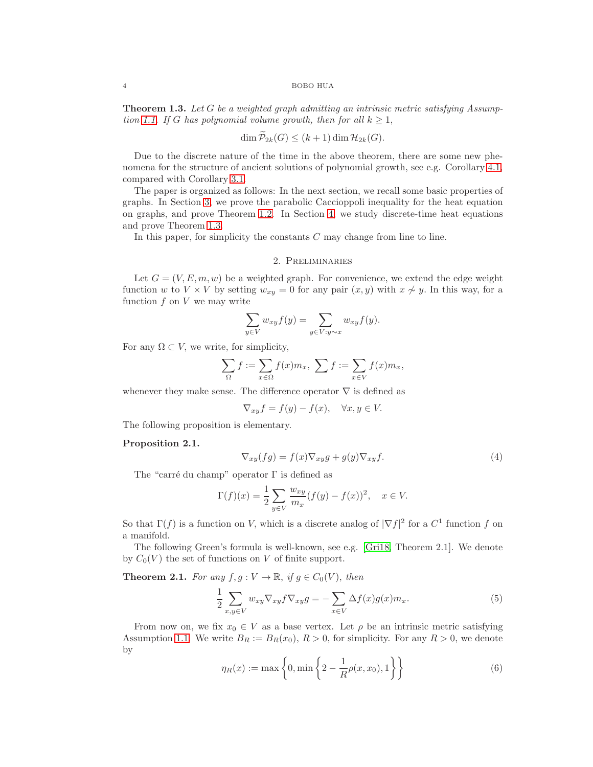**Theorem 1.3.** *Let $G$ be a weighted graph admitting an intrinsic metric satisfying Assumption 1.1. If $G$ has polynomial volume growth, then for all $k \geq 1$,*

$$\dim \widetilde{\mathcal{P}}_{2k}(G) \leq (k+1) \dim \mathcal{H}_{2k}(G).$$

Due to the discrete nature of the time in the above theorem, there are some new phenomena for the structure of ancient solutions of polynomial growth, see e.g. Corollary 4.1, compared with Corollary 3.1.

The paper is organized as follows: In the next section, we recall some basic properties of graphs. In Section 3, we prove the parabolic Caccioppoli inequality for the heat equation on graphs, and prove Theorem 1.2. In Section 4, we study discrete-time heat equations and prove Theorem 1.3.

In this paper, for simplicity the constants $C$ may change from line to line.

## 2. Preliminaries

Let $G = (V, E, m, w)$ be a weighted graph. For convenience, we extend the edge weight function $w$ to $V \times V$ by setting $w_{xy} = 0$ for any pair $(x, y)$ with $x \not\sim y$. In this way, for a function $f$ on $V$ we may write

$$\sum_{y \in V} w_{xy} f(y) = \sum_{y \in V : y \sim x} w_{xy} f(y).$$

For any $\Omega \subset V$, we write, for simplicity,

$$\sum_{\Omega} f := \sum_{x \in \Omega} f(x) m_x, \ \sum f := \sum_{x \in V} f(x) m_x,$$

whenever they make sense. The difference operator $\nabla$ is defined as

$$\nabla_{xy} f = f(y) - f(x), \quad \forall x, y \in V.$$

The following proposition is elementary.

**Proposition 2.1.**

$$\nabla_{xy}(fg) = f(x) \nabla_{xy} g + g(y) \nabla_{xy} f. \tag{4}$$

The "carré du champ" operator $\Gamma$ is defined as

$$\Gamma(f)(x) = \frac{1}{2} \sum_{y \in V} \frac{w_{xy}}{m_x} (f(y) - f(x))^2, \quad x \in V.$$

So that $\Gamma(f)$ is a function on $V$, which is a discrete analog of $|\nabla f|^2$ for a $C^1$ function $f$ on a manifold.

The following Green's formula is well-known, see e.g. [Gri18, Theorem 2.1]. We denote by $C_0(V)$ the set of functions on $V$ of finite support.

**Theorem 2.1.** *For any $f, g : V \to \mathbb{R}$, if $g \in C_0(V)$, then*

$$\frac{1}{2} \sum_{x, y \in V} w_{xy} \nabla_{xy} f \nabla_{xy} g = - \sum_{x \in V} \Delta f(x) g(x) m_x. \tag{5}$$

From now on, we fix $x_0 \in V$ as a base vertex. Let $\rho$ be an intrinsic metric satisfying Assumption 1.1. We write $B_R := B_R(x_0)$, $R > 0$, for simplicity. For any $R > 0$, we denote by

$$\eta_R(x) := \max \left\{ 0, \min \left\{ 2 - \frac{1}{R} \rho(x, x_0), 1 \right\} \right\} \tag{6}$$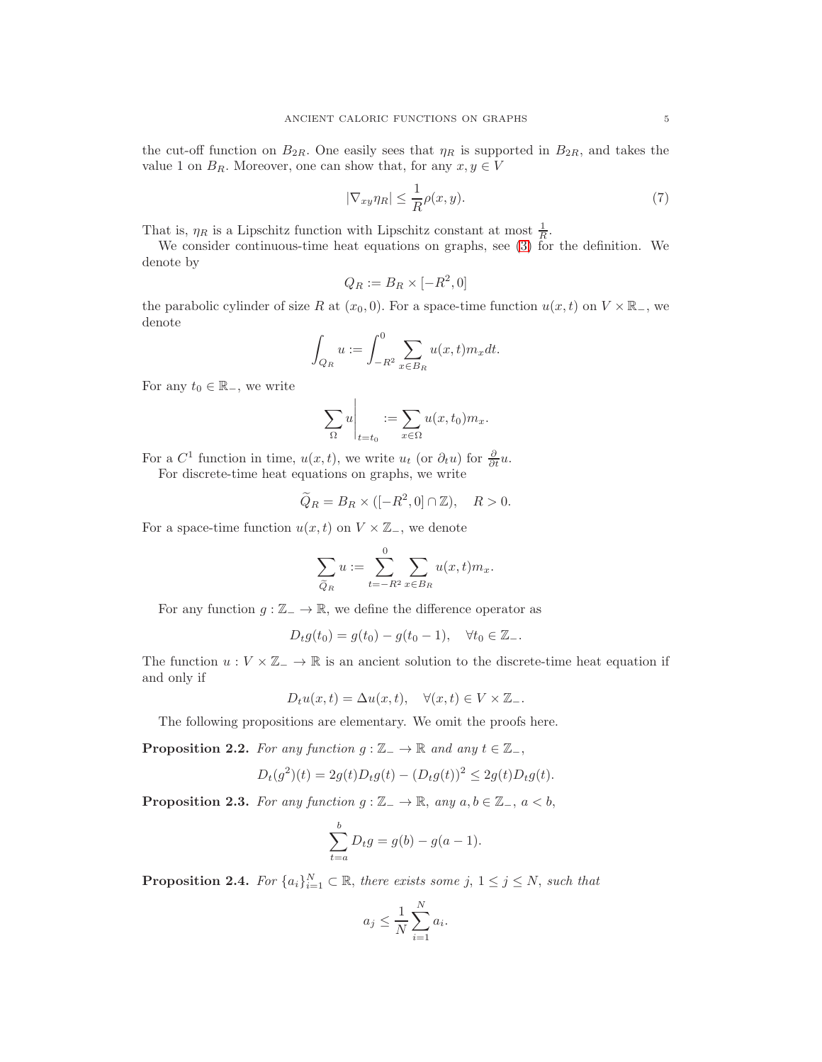the cut-off function on $B_{2R}$. One easily sees that $\eta_R$ is supported in $B_{2R}$, and takes the value 1 on $B_R$. Moreover, one can show that, for any $x, y \in V$

$$|\nabla_{xy}\eta_R| \leq \frac{1}{R}\rho(x,y). \tag{7}$$

That is, $\eta_R$ is a Lipschitz function with Lipschitz constant at most $\frac{1}{R}$.

We consider continuous-time heat equations on graphs, see (3) for the definition. We denote by

$$Q_R := B_R \times [-R^2, 0]$$

the parabolic cylinder of size $R$ at $(x_0, 0)$. For a space-time function $u(x,t)$ on $V \times \mathbb{R}_-$, we denote

$$\int_{Q_R} u := \int_{-R^2}^{0} \sum_{x \in B_R} u(x,t) m_x dt.$$

For any $t_0 \in \mathbb{R}_-$, we write

$$\sum_{\Omega} u \Bigg|_{t=t_0} := \sum_{x \in \Omega} u(x,t_0) m_x.$$

For a $C^1$ function in time, $u(x,t)$, we write $u_t$ (or $\partial_t u$) for $\frac{\partial}{\partial t}u$.

For discrete-time heat equations on graphs, we write

$$\widetilde{Q}_R = B_R \times ([-R^2, 0] \cap \mathbb{Z}), \quad R > 0.$$

For a space-time function $u(x,t)$ on $V \times \mathbb{Z}_-$, we denote

$$\sum_{\widetilde{Q}_R} u := \sum_{t=-R^2}^{0} \sum_{x \in B_R} u(x,t) m_x.$$

For any function $g : \mathbb{Z}_- \to \mathbb{R}$, we define the difference operator as

$$D_t g(t_0) = g(t_0) - g(t_0 - 1), \quad \forall t_0 \in \mathbb{Z}_-.$$

The function $u : V \times \mathbb{Z}_- \to \mathbb{R}$ is an ancient solution to the discrete-time heat equation if and only if

$$D_t u(x,t) = \Delta u(x,t), \quad \forall (x,t) \in V \times \mathbb{Z}_-.$$

The following propositions are elementary. We omit the proofs here.

**Proposition 2.2.** *For any function $g : \mathbb{Z}_- \to \mathbb{R}$ and any $t \in \mathbb{Z}_-$,*

$$D_t(g^2)(t) = 2g(t)D_t g(t) - (D_t g(t))^2 \leq 2g(t)D_t g(t).$$

**Proposition 2.3.** *For any function $g : \mathbb{Z}_- \to \mathbb{R}$, any $a, b \in \mathbb{Z}_-$, $a < b$,*

$$\sum_{t=a}^{b} D_t g = g(b) - g(a-1).$$

**Proposition 2.4.** *For $\{a_i\}_{i=1}^N \subset \mathbb{R}$, there exists some $j$, $1 \leq j \leq N$, such that*

$$a_j \leq \frac{1}{N} \sum_{i=1}^{N} a_i.$$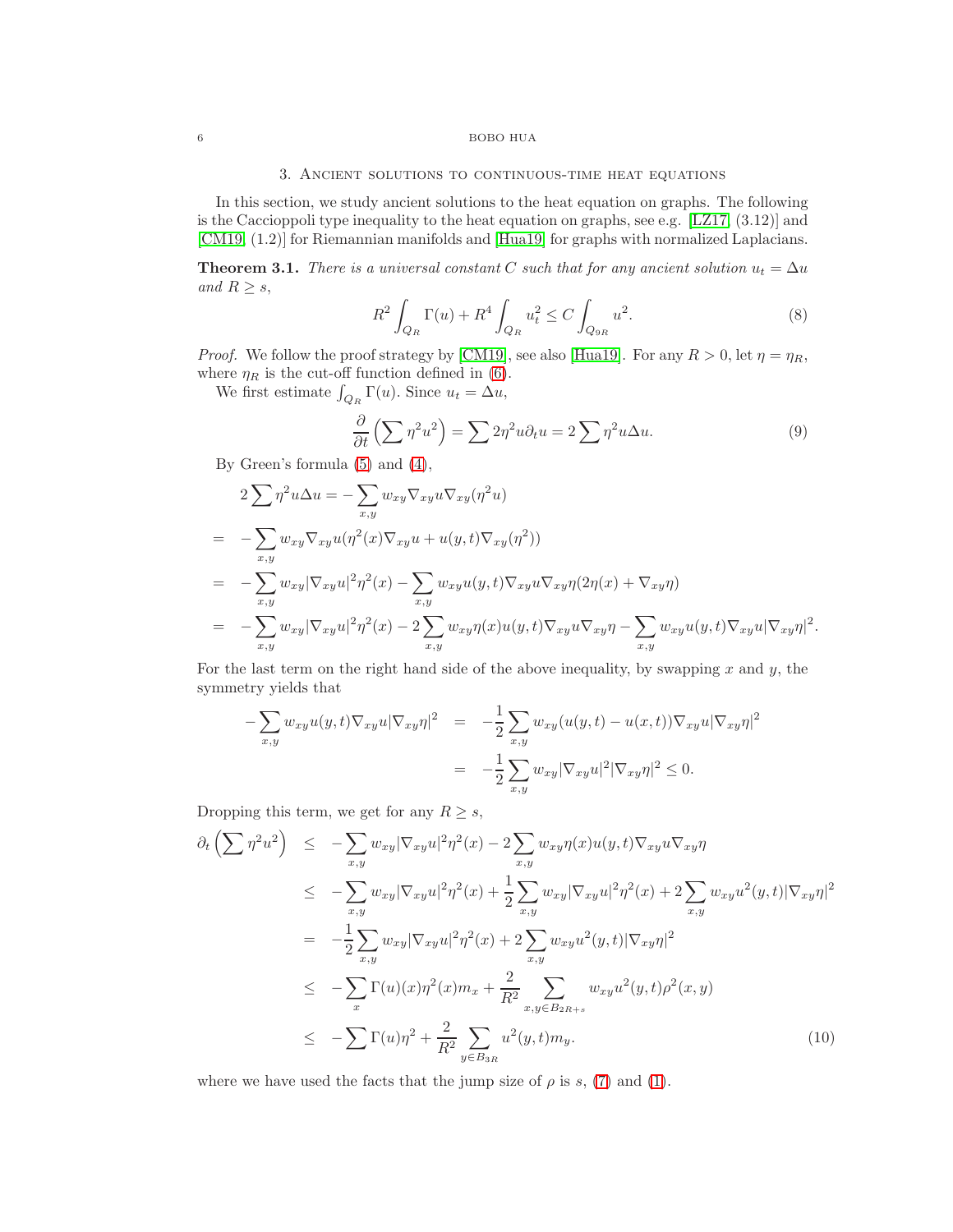## 3. Ancient solutions to continuous-time heat equations

In this section, we study ancient solutions to the heat equation on graphs. The following is the Caccioppoli type inequality to the heat equation on graphs, see e.g. [LZ17, (3.12)] and [CM19, (1.2)] for Riemannian manifolds and [Hua19] for graphs with normalized Laplacians.

**Theorem 3.1.** *There is a universal constant $C$ such that for any ancient solution $u_t = \Delta u$ and $R \geq s$,*

$$R^2 \int_{Q_R} \Gamma(u) + R^4 \int_{Q_R} u_t^2 \leq C \int_{Q_{9R}} u^2. \tag{8}$$

*Proof.* We follow the proof strategy by [CM19], see also [Hua19]. For any $R > 0$, let $\eta = \eta_R$, where $\eta_R$ is the cut-off function defined in (6).

We first estimate $\int_{Q_R} \Gamma(u)$. Since $u_t = \Delta u$,

$$\frac{\partial}{\partial t}\left(\sum \eta^2 u^2\right) = \sum 2\eta^2 u \partial_t u = 2\sum \eta^2 u \Delta u. \tag{9}$$

By Green's formula (5) and (4),

$$
\begin{aligned}
& 2\sum \eta^2 u \Delta u = -\sum_{x,y} w_{xy} \nabla_{xy} u \nabla_{xy}(\eta^2 u) \\
= \quad & -\sum_{x,y} w_{xy} \nabla_{xy} u (\eta^2(x) \nabla_{xy} u + u(y,t) \nabla_{xy}(\eta^2)) \\
= \quad & -\sum_{x,y} w_{xy} |\nabla_{xy} u|^2 \eta^2(x) - \sum_{x,y} w_{xy} u(y,t) \nabla_{xy} u \nabla_{xy} \eta (2\eta(x) + \nabla_{xy}\eta) \\
= \quad & -\sum_{x,y} w_{xy} |\nabla_{xy} u|^2 \eta^2(x) - 2\sum_{x,y} w_{xy} \eta(x) u(y,t) \nabla_{xy} u \nabla_{xy}\eta - \sum_{x,y} w_{xy} u(y,t) \nabla_{xy} u |\nabla_{xy}\eta|^2.
\end{aligned}
$$

For the last term on the right hand side of the above inequality, by swapping $x$ and $y$, the symmetry yields that

$$
\begin{aligned}
-\sum_{x,y} w_{xy} u(y,t) \nabla_{xy} u |\nabla_{xy}\eta|^2 &= -\frac{1}{2}\sum_{x,y} w_{xy}(u(y,t) - u(x,t)) \nabla_{xy} u |\nabla_{xy}\eta|^2 \\
&= -\frac{1}{2}\sum_{x,y} w_{xy} |\nabla_{xy} u|^2 |\nabla_{xy}\eta|^2 \leq 0.
\end{aligned}
$$

Dropping this term, we get for any $R \geq s$,

$$
\begin{aligned}
\partial_t \left(\sum \eta^2 u^2\right) &\leq -\sum_{x,y} w_{xy} |\nabla_{xy} u|^2 \eta^2(x) - 2\sum_{x,y} w_{xy} \eta(x) u(y,t) \nabla_{xy} u \nabla_{xy}\eta \\
&\leq -\sum_{x,y} w_{xy} |\nabla_{xy} u|^2 \eta^2(x) + \frac{1}{2}\sum_{x,y} w_{xy} |\nabla_{xy} u|^2 \eta^2(x) + 2\sum_{x,y} w_{xy} u^2(y,t) |\nabla_{xy}\eta|^2 \\
&= -\frac{1}{2}\sum_{x,y} w_{xy} |\nabla_{xy} u|^2 \eta^2(x) + 2\sum_{x,y} w_{xy} u^2(y,t) |\nabla_{xy}\eta|^2 \\
&\leq -\sum_{x} \Gamma(u)(x) \eta^2(x) m_x + \frac{2}{R^2} \sum_{x,y \in B_{2R+s}} w_{xy} u^2(y,t) \rho^2(x,y) \\
&\leq -\sum \Gamma(u) \eta^2 + \frac{2}{R^2} \sum_{y \in B_{3R}} u^2(y,t) m_y.
\end{aligned} \tag{10}
$$

where we have used the facts that the jump size of $\rho$ is $s$, (7) and (1).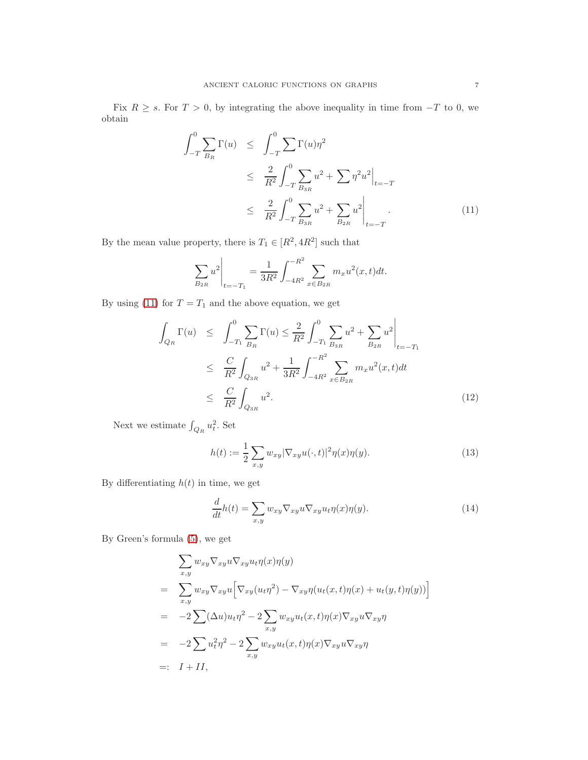Fix $R \geq s$. For $T > 0$, by integrating the above inequality in time from $-T$ to 0, we obtain

$$
\begin{aligned}
\int_{-T}^{0} \sum_{B_R} \Gamma(u) &\leq \int_{-T}^{0} \sum \Gamma(u)\eta^2 \\
&\leq \frac{2}{R^2} \int_{-T}^{0} \sum_{B_{3R}} u^2 + \sum \eta^2 u^2 \Big|_{t=-T} \\
&\leq \frac{2}{R^2} \int_{-T}^{0} \sum_{B_{3R}} u^2 + \sum_{B_{2R}} u^2 \Big|_{t=-T}. \qquad (11)
\end{aligned}
$$

By the mean value property, there is $T_1 \in [R^2, 4R^2]$ such that

$$
\sum_{B_{2R}} u^2 \Big|_{t=-T_1} = \frac{1}{3R^2} \int_{-4R^2}^{-R^2} \sum_{x \in B_{2R}} m_x u^2(x,t) dt.
$$

By using (11) for $T = T_1$ and the above equation, we get

$$
\begin{aligned}
\int_{Q_R} \Gamma(u) &\leq \int_{-T_1}^{0} \sum_{B_R} \Gamma(u) \leq \frac{2}{R^2} \int_{-T_1}^{0} \sum_{B_{3R}} u^2 + \sum_{B_{2R}} u^2 \Big|_{t=-T_1} \\
&\leq \frac{C}{R^2} \int_{Q_{3R}} u^2 + \frac{1}{3R^2} \int_{-4R^2}^{-R^2} \sum_{x \in B_{2R}} m_x u^2(x,t) dt \\
&\leq \frac{C}{R^2} \int_{Q_{3R}} u^2. \qquad (12)
\end{aligned}
$$

Next we estimate $\int_{Q_R} u_t^2$. Set

$$
h(t) := \frac{1}{2} \sum_{x,y} w_{xy} |\nabla_{xy} u(\cdot,t)|^2 \eta(x)\eta(y). \qquad (13)
$$

By differentiating $h(t)$ in time, we get

$$
\frac{d}{dt} h(t) = \sum_{x,y} w_{xy} \nabla_{xy} u \nabla_{xy} u_t \eta(x)\eta(y). \qquad (14)
$$

By Green's formula (5), we get

$$
\begin{aligned}
&\sum_{x,y} w_{xy} \nabla_{xy} u \nabla_{xy} u_t \eta(x)\eta(y) \\
= \ & \sum_{x,y} w_{xy} \nabla_{xy} u \Big[ \nabla_{xy}(u_t \eta^2) - \nabla_{xy}\eta (u_t(x,t)\eta(x) + u_t(y,t)\eta(y)) \Big] \\
= \ & -2 \sum (\Delta u) u_t \eta^2 - 2 \sum_{x,y} w_{xy} u_t(x,t) \eta(x) \nabla_{xy} u \nabla_{xy} \eta \\
= \ & -2 \sum u_t^2 \eta^2 - 2 \sum_{x,y} w_{xy} u_t(x,t) \eta(x) \nabla_{xy} u \nabla_{xy} \eta \\
=: \ & I + II,
\end{aligned}
$$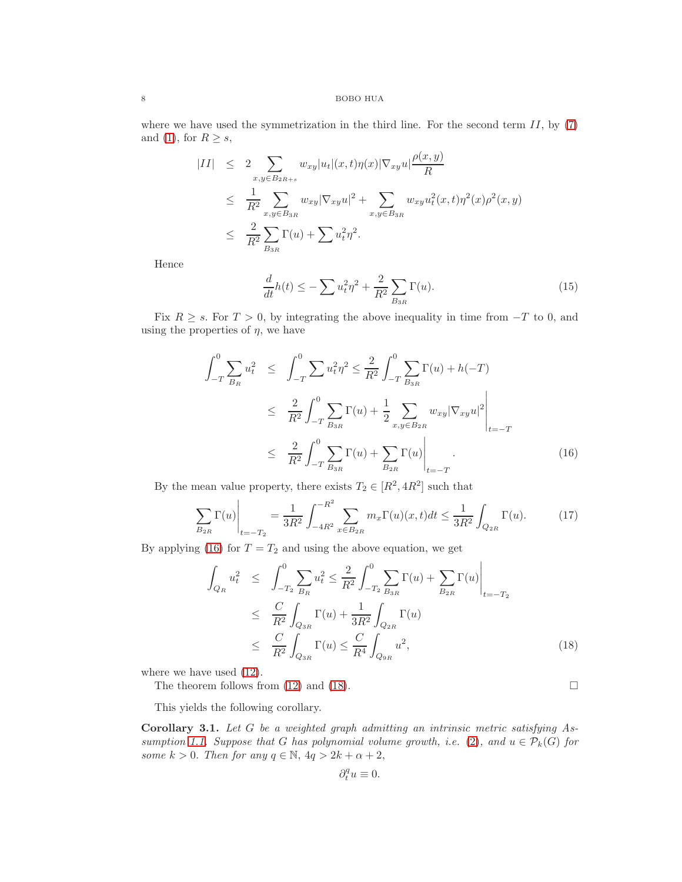where we have used the symmetrization in the third line. For the second term $II$, by (7) and (1), for $R \geq s$,

$$
\begin{aligned}
|II| &\leq 2 \sum_{x,y \in B_{2R+s}} w_{xy} |u_t|(x,t)\eta(x)|\nabla_{xy} u| \frac{\rho(x,y)}{R} \\
&\leq \frac{1}{R^2} \sum_{x,y \in B_{3R}} w_{xy} |\nabla_{xy} u|^2 + \sum_{x,y \in B_{3R}} w_{xy} u_t^2(x,t)\eta^2(x)\rho^2(x,y) \\
&\leq \frac{2}{R^2} \sum_{B_{3R}} \Gamma(u) + \sum u_t^2 \eta^2.
\end{aligned}
$$

Hence

$$
\frac{d}{dt} h(t) \leq -\sum u_t^2 \eta^2 + \frac{2}{R^2} \sum_{B_{3R}} \Gamma(u). \tag{15}
$$

Fix $R \geq s$. For $T > 0$, by integrating the above inequality in time from $-T$ to $0$, and using the properties of $\eta$, we have

$$
\begin{aligned}
\int_{-T}^{0} \sum_{B_R} u_t^2 &\leq \int_{-T}^{0} \sum u_t^2 \eta^2 \leq \frac{2}{R^2} \int_{-T}^{0} \sum_{B_{3R}} \Gamma(u) + h(-T) \\
&\leq \frac{2}{R^2} \int_{-T}^{0} \sum_{B_{3R}} \Gamma(u) + \frac{1}{2} \sum_{x,y \in B_{2R}} w_{xy} |\nabla_{xy} u|^2 \Bigg|_{t=-T} \\
&\leq \frac{2}{R^2} \int_{-T}^{0} \sum_{B_{3R}} \Gamma(u) + \sum_{B_{2R}} \Gamma(u) \Bigg|_{t=-T}.
\end{aligned} \tag{16}
$$

By the mean value property, there exists $T_2 \in [R^2, 4R^2]$ such that

$$
\sum_{B_{2R}} \Gamma(u) \Bigg|_{t=-T_2} = \frac{1}{3R^2} \int_{-4R^2}^{-R^2} \sum_{x \in B_{2R}} m_x \Gamma(u)(x,t) dt \leq \frac{1}{3R^2} \int_{Q_{2R}} \Gamma(u). \tag{17}
$$

By applying (16) for $T = T_2$ and using the above equation, we get

$$
\begin{aligned}
\int_{Q_R} u_t^2 &\leq \int_{-T_2}^{0} \sum_{B_R} u_t^2 \leq \frac{2}{R^2} \int_{-T_2}^{0} \sum_{B_{3R}} \Gamma(u) + \sum_{B_{2R}} \Gamma(u) \Bigg|_{t=-T_2} \\
&\leq \frac{C}{R^2} \int_{Q_{3R}} \Gamma(u) + \frac{1}{3R^2} \int_{Q_{2R}} \Gamma(u) \\
&\leq \frac{C}{R^2} \int_{Q_{3R}} \Gamma(u) \leq \frac{C}{R^4} \int_{Q_{9R}} u^2,
\end{aligned} \tag{18}
$$

where we have used (12).

The theorem follows from (12) and (18). $\square$

This yields the following corollary.

**Corollary 3.1.** *Let $G$ be a weighted graph admitting an intrinsic metric satisfying Assumption 1.1. Suppose that $G$ has polynomial volume growth, i.e. (2), and $u \in \mathcal{P}_k(G)$ for some $k > 0$. Then for any $q \in \mathbb{N}$, $4q > 2k + \alpha + 2$,*

$$
\partial_t^q u \equiv 0.
$$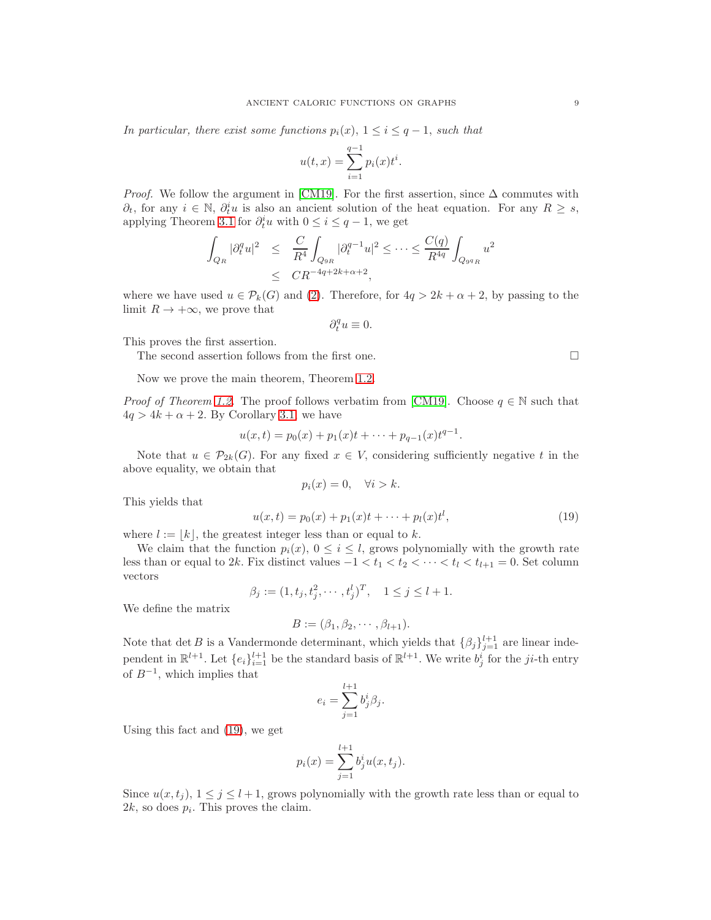*In particular, there exist some functions $p_i(x)$, $1 \le i \le q-1$, such that*

$$u(t,x) = \sum_{i=1}^{q-1} p_i(x) t^i.$$

*Proof.* We follow the argument in [CM19]. For the first assertion, since $\Delta$ commutes with $\partial_t$, for any $i \in \mathbb{N}$, $\partial_t^i u$ is also an ancient solution of the heat equation. For any $R \ge s$, applying Theorem 3.1 for $\partial_t^i u$ with $0 \le i \le q-1$, we get

$$\begin{aligned}
\int_{Q_R} |\partial_t^q u|^2 &\le \frac{C}{R^4} \int_{Q_{9R}} |\partial_t^{q-1} u|^2 \le \cdots \le \frac{C(q)}{R^{4q}} \int_{Q_{9^q R}} u^2 \\
&\le CR^{-4q+2k+\alpha+2},
\end{aligned}$$

where we have used $u \in \mathcal{P}_k(G)$ and (2). Therefore, for $4q > 2k + \alpha + 2$, by passing to the limit $R \to +\infty$, we prove that

$$\partial_t^q u \equiv 0.$$

This proves the first assertion.

The second assertion follows from the first one. $\square$

Now we prove the main theorem, Theorem 1.2.

*Proof of Theorem 1.2.* The proof follows verbatim from [CM19]. Choose $q \in \mathbb{N}$ such that $4q > 4k + \alpha + 2$. By Corollary 3.1, we have

$$u(x,t) = p_0(x) + p_1(x)t + \cdots + p_{q-1}(x)t^{q-1}.$$

Note that $u \in \mathcal{P}_{2k}(G)$. For any fixed $x \in V$, considering sufficiently negative $t$ in the above equality, we obtain that

$$p_i(x) = 0, \quad \forall i > k.$$

This yields that

$$u(x,t) = p_0(x) + p_1(x)t + \cdots + p_l(x)t^l, \tag{19}$$

where $l := \lfloor k \rfloor$, the greatest integer less than or equal to $k$.

We claim that the function $p_i(x)$, $0 \le i \le l$, grows polynomially with the growth rate less than or equal to $2k$. Fix distinct values $-1 < t_1 < t_2 < \cdots < t_l < t_{l+1} = 0$. Set column vectors

$$\beta_j := (1, t_j, t_j^2, \cdots, t_j^l)^T, \quad 1 \le j \le l+1.$$

We define the matrix

$$B := (\beta_1, \beta_2, \cdots, \beta_{l+1}).$$

Note that $\det B$ is a Vandermonde determinant, which yields that $\{\beta_j\}_{j=1}^{l+1}$ are linear independent in $\mathbb{R}^{l+1}$. Let $\{e_i\}_{i=1}^{l+1}$ be the standard basis of $\mathbb{R}^{l+1}$. We write $b_j^i$ for the $ji$-th entry of $B^{-1}$, which implies that

$$e_i = \sum_{j=1}^{l+1} b_j^i \beta_j.$$

Using this fact and (19), we get

$$p_i(x) = \sum_{j=1}^{l+1} b_j^i u(x, t_j).$$

Since $u(x,t_j)$, $1 \le j \le l+1$, grows polynomially with the growth rate less than or equal to $2k$, so does $p_i$. This proves the claim.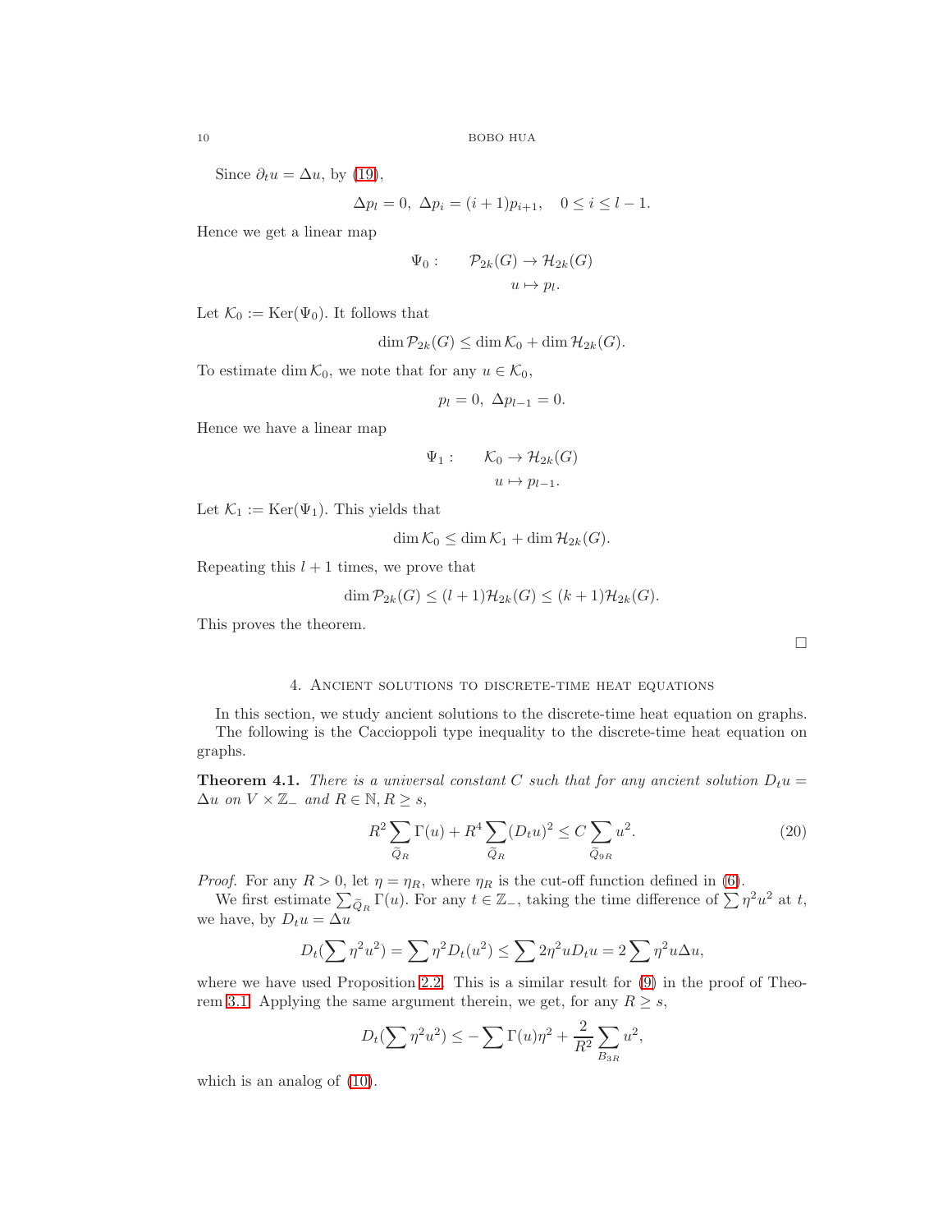Since $\partial_t u = \Delta u$, by (19),

$$\Delta p_l = 0,\ \Delta p_i = (i+1)p_{i+1}, \quad 0 \le i \le l-1.$$

Hence we get a linear map

$$\Psi_0: \qquad \mathcal{P}_{2k}(G) \to \mathcal{H}_{2k}(G)$$
$$u \mapsto p_l.$$

Let $\mathcal{K}_0 := \mathrm{Ker}(\Psi_0)$. It follows that

$$\dim \mathcal{P}_{2k}(G) \le \dim \mathcal{K}_0 + \dim \mathcal{H}_{2k}(G).$$

To estimate $\dim \mathcal{K}_0$, we note that for any $u \in \mathcal{K}_0$,

$$p_l = 0,\ \Delta p_{l-1} = 0.$$

Hence we have a linear map

$$\Psi_1: \qquad \mathcal{K}_0 \to \mathcal{H}_{2k}(G)$$
$$u \mapsto p_{l-1}.$$

Let $\mathcal{K}_1 := \mathrm{Ker}(\Psi_1)$. This yields that

$$\dim \mathcal{K}_0 \le \dim \mathcal{K}_1 + \dim \mathcal{H}_{2k}(G).$$

Repeating this $l+1$ times, we prove that

$$\dim \mathcal{P}_{2k}(G) \le (l+1)\mathcal{H}_{2k}(G) \le (k+1)\mathcal{H}_{2k}(G).$$

This proves the theorem.

□

## 4. Ancient solutions to discrete-time heat equations

In this section, we study ancient solutions to the discrete-time heat equation on graphs.

The following is the Caccioppoli type inequality to the discrete-time heat equation on graphs.

**Theorem 4.1.** *There is a universal constant $C$ such that for any ancient solution $D_t u = \Delta u$ on $V \times \mathbb{Z}_-$ and $R \in \mathbb{N}, R \ge s$,*

$$R^2 \sum_{\widetilde{Q}_R} \Gamma(u) + R^4 \sum_{\widetilde{Q}_R} (D_t u)^2 \le C \sum_{\widetilde{Q}_{9R}} u^2. \tag{20}$$

*Proof.* For any $R > 0$, let $\eta = \eta_R$, where $\eta_R$ is the cut-off function defined in (6).

We first estimate $\sum_{\widetilde{Q}_R} \Gamma(u)$. For any $t \in \mathbb{Z}_-$, taking the time difference of $\sum \eta^2 u^2$ at $t$, we have, by $D_t u = \Delta u$

$$D_t(\sum \eta^2 u^2) = \sum \eta^2 D_t(u^2) \le \sum 2\eta^2 u D_t u = 2 \sum \eta^2 u \Delta u,$$

where we have used Proposition 2.2. This is a similar result for (9) in the proof of Theorem 3.1. Applying the same argument therein, we get, for any $R \ge s$,

$$D_t(\sum \eta^2 u^2) \le -\sum \Gamma(u)\eta^2 + \frac{2}{R^2} \sum_{B_{3R}} u^2,$$

which is an analog of (10).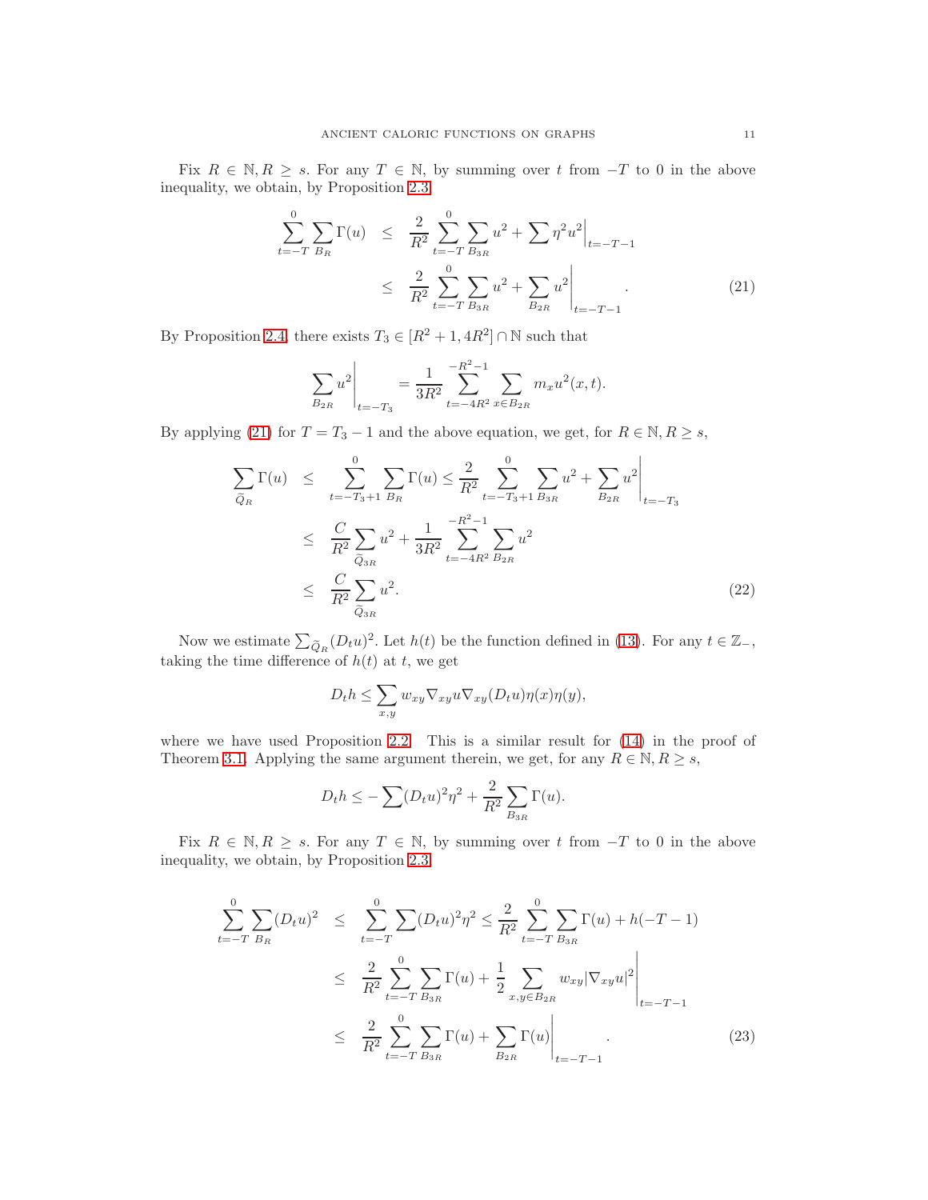Fix $R \in \mathbb{N}, R \geq s$. For any $T \in \mathbb{N}$, by summing over $t$ from $-T$ to 0 in the above inequality, we obtain, by Proposition 2.3,

$$
\begin{aligned}
\sum_{t=-T}^{0} \sum_{B_R} \Gamma(u) &\leq \frac{2}{R^2} \sum_{t=-T}^{0} \sum_{B_{3R}} u^2 + \sum \eta^2 u^2 \Big|_{t=-T-1} \\
&\leq \frac{2}{R^2} \sum_{t=-T}^{0} \sum_{B_{3R}} u^2 + \sum_{B_{2R}} u^2 \Big|_{t=-T-1}. \qquad (21)
\end{aligned}
$$

By Proposition 2.4, there exists $T_3 \in [R^2+1, 4R^2] \cap \mathbb{N}$ such that

$$
\sum_{B_{2R}} u^2 \Big|_{t=-T_3} = \frac{1}{3R^2} \sum_{t=-4R^2}^{-R^2-1} \sum_{x \in B_{2R}} m_x u^2(x,t).
$$

By applying (21) for $T = T_3 - 1$ and the above equation, we get, for $R \in \mathbb{N}, R \geq s$,

$$
\begin{aligned}
\sum_{\tilde{Q}_R} \Gamma(u) &\leq \sum_{t=-T_3+1}^{0} \sum_{B_R} \Gamma(u) \leq \frac{2}{R^2} \sum_{t=-T_3+1}^{0} \sum_{B_{3R}} u^2 + \sum_{B_{2R}} u^2 \Big|_{t=-T_3} \\
&\leq \frac{C}{R^2} \sum_{\tilde{Q}_{3R}} u^2 + \frac{1}{3R^2} \sum_{t=-4R^2}^{-R^2-1} \sum_{B_{2R}} u^2 \\
&\leq \frac{C}{R^2} \sum_{\tilde{Q}_{3R}} u^2. \qquad (22)
\end{aligned}
$$

Now we estimate $\sum_{\tilde{Q}_R} (D_t u)^2$. Let $h(t)$ be the function defined in (13). For any $t \in \mathbb{Z}_-$, taking the time difference of $h(t)$ at $t$, we get

$$
D_t h \leq \sum_{x,y} w_{xy} \nabla_{xy} u \nabla_{xy} (D_t u) \eta(x) \eta(y),
$$

where we have used Proposition 2.2. This is a similar result for (14) in the proof of Theorem 3.1. Applying the same argument therein, we get, for any $R \in \mathbb{N}, R \geq s$,

$$
D_t h \leq -\sum (D_t u)^2 \eta^2 + \frac{2}{R^2} \sum_{B_{3R}} \Gamma(u).
$$

Fix $R \in \mathbb{N}, R \geq s$. For any $T \in \mathbb{N}$, by summing over $t$ from $-T$ to 0 in the above inequality, we obtain, by Proposition 2.3,

$$
\begin{aligned}
\sum_{t=-T}^{0} \sum_{B_R} (D_t u)^2 &\leq \sum_{t=-T}^{0} \sum (D_t u)^2 \eta^2 \leq \frac{2}{R^2} \sum_{t=-T}^{0} \sum_{B_{3R}} \Gamma(u) + h(-T-1) \\
&\leq \frac{2}{R^2} \sum_{t=-T}^{0} \sum_{B_{3R}} \Gamma(u) + \frac{1}{2} \sum_{x,y \in B_{2R}} w_{xy} |\nabla_{xy} u|^2 \Big|_{t=-T-1} \\
&\leq \frac{2}{R^2} \sum_{t=-T}^{0} \sum_{B_{3R}} \Gamma(u) + \sum_{B_{2R}} \Gamma(u) \Big|_{t=-T-1}. \qquad (23)
\end{aligned}
$$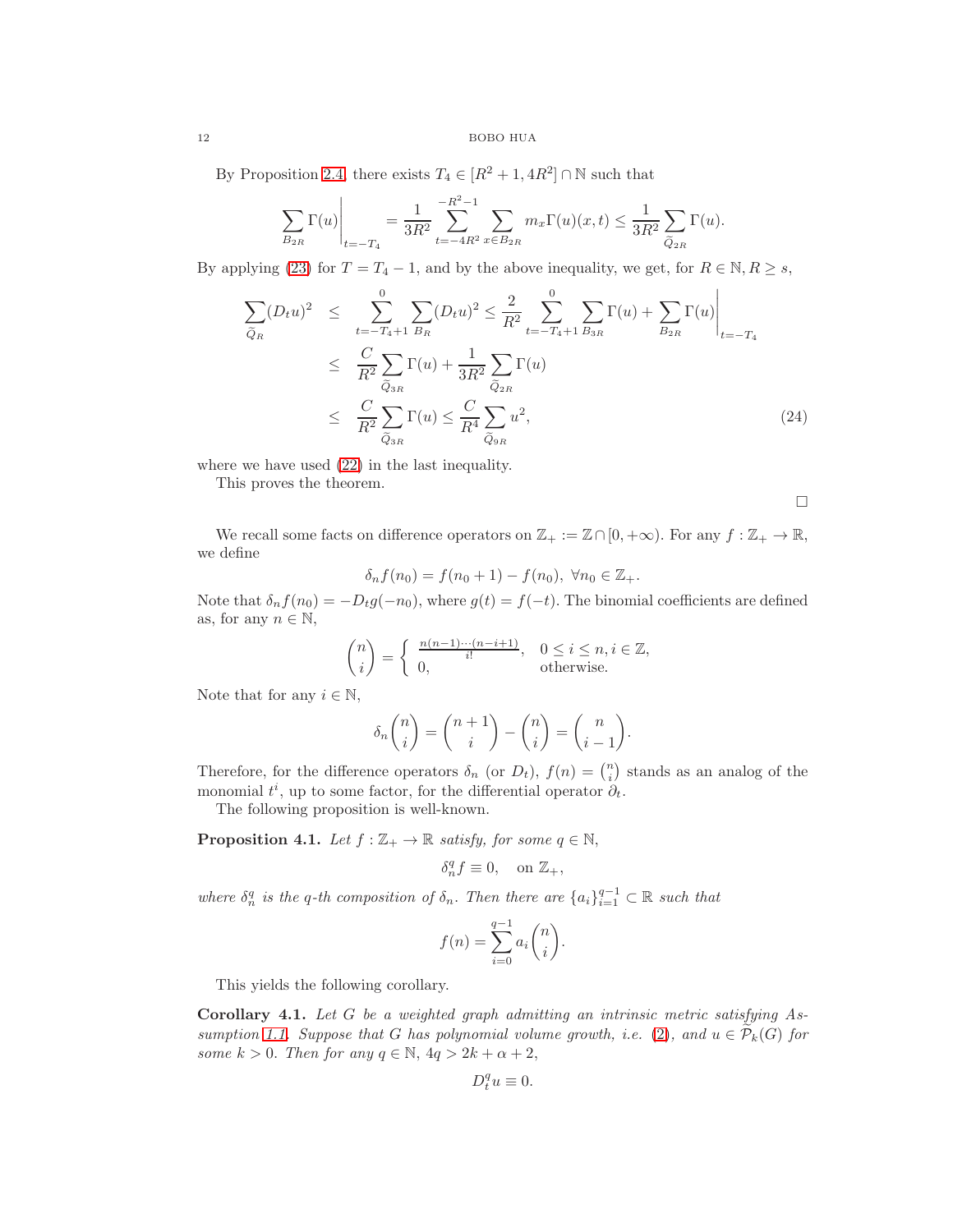By Proposition 2.4, there exists $T_4 \in [R^2+1, 4R^2] \cap \mathbb{N}$ such that

$$\sum_{B_{2R}} \Gamma(u)\Big|_{t=-T_4} = \frac{1}{3R^2} \sum_{t=-4R^2}^{-R^2-1} \sum_{x \in B_{2R}} m_x \Gamma(u)(x,t) \leq \frac{1}{3R^2} \sum_{\widetilde{Q}_{2R}} \Gamma(u).$$

By applying (23) for $T = T_4 - 1$, and by the above inequality, we get, for $R \in \mathbb{N}, R \geq s$,

$$\begin{aligned}
\sum_{\widetilde{Q}_R} (D_t u)^2 &\leq \sum_{t=-T_4+1}^{0} \sum_{B_R} (D_t u)^2 \leq \frac{2}{R^2} \sum_{t=-T_4+1}^{0} \sum_{B_{3R}} \Gamma(u) + \sum_{B_{2R}} \Gamma(u)\Big|_{t=-T_4} \\
&\leq \frac{C}{R^2} \sum_{\widetilde{Q}_{3R}} \Gamma(u) + \frac{1}{3R^2} \sum_{\widetilde{Q}_{2R}} \Gamma(u) \\
&\leq \frac{C}{R^2} \sum_{\widetilde{Q}_{3R}} \Gamma(u) \leq \frac{C}{R^4} \sum_{\widetilde{Q}_{9R}} u^2, \qquad (24)
\end{aligned}$$

where we have used (22) in the last inequality.

This proves the theorem.

$\square$

We recall some facts on difference operators on $\mathbb{Z}_+ := \mathbb{Z} \cap [0, +\infty)$. For any $f : \mathbb{Z}_+ \to \mathbb{R}$, we define

$$\delta_n f(n_0) = f(n_0 + 1) - f(n_0), \ \forall n_0 \in \mathbb{Z}_+.$$

Note that $\delta_n f(n_0) = -D_t g(-n_0)$, where $g(t) = f(-t)$. The binomial coefficients are defined as, for any $n \in \mathbb{N}$,

$$\binom{n}{i} = \begin{cases} \frac{n(n-1)\cdots(n-i+1)}{i!}, & 0 \leq i \leq n, i \in \mathbb{Z}, \\ 0, & \text{otherwise}. \end{cases}$$

Note that for any $i \in \mathbb{N}$,

$$\delta_n \binom{n}{i} = \binom{n+1}{i} - \binom{n}{i} = \binom{n}{i-1}.$$

Therefore, for the difference operators $\delta_n$ (or $D_t$), $f(n) = \binom{n}{i}$ stands as an analog of the monomial $t^i$, up to some factor, for the differential operator $\partial_t$.

The following proposition is well-known.

**Proposition 4.1.** *Let $f : \mathbb{Z}_+ \to \mathbb{R}$ satisfy, for some $q \in \mathbb{N}$,*

$$\delta_n^q f \equiv 0, \quad \text{on } \mathbb{Z}_+,$$

*where $\delta_n^q$ is the $q$-th composition of $\delta_n$. Then there are $\{a_i\}_{i=1}^{q-1} \subset \mathbb{R}$ such that*

$$f(n) = \sum_{i=0}^{q-1} a_i \binom{n}{i}.$$

This yields the following corollary.

**Corollary 4.1.** *Let $G$ be a weighted graph admitting an intrinsic metric satisfying Assumption 1.1. Suppose that $G$ has polynomial volume growth, i.e. (2), and $u \in \widetilde{\mathcal{P}}_k(G)$ for some $k > 0$. Then for any $q \in \mathbb{N}$, $4q > 2k + \alpha + 2$,*

$$D_t^q u \equiv 0.$$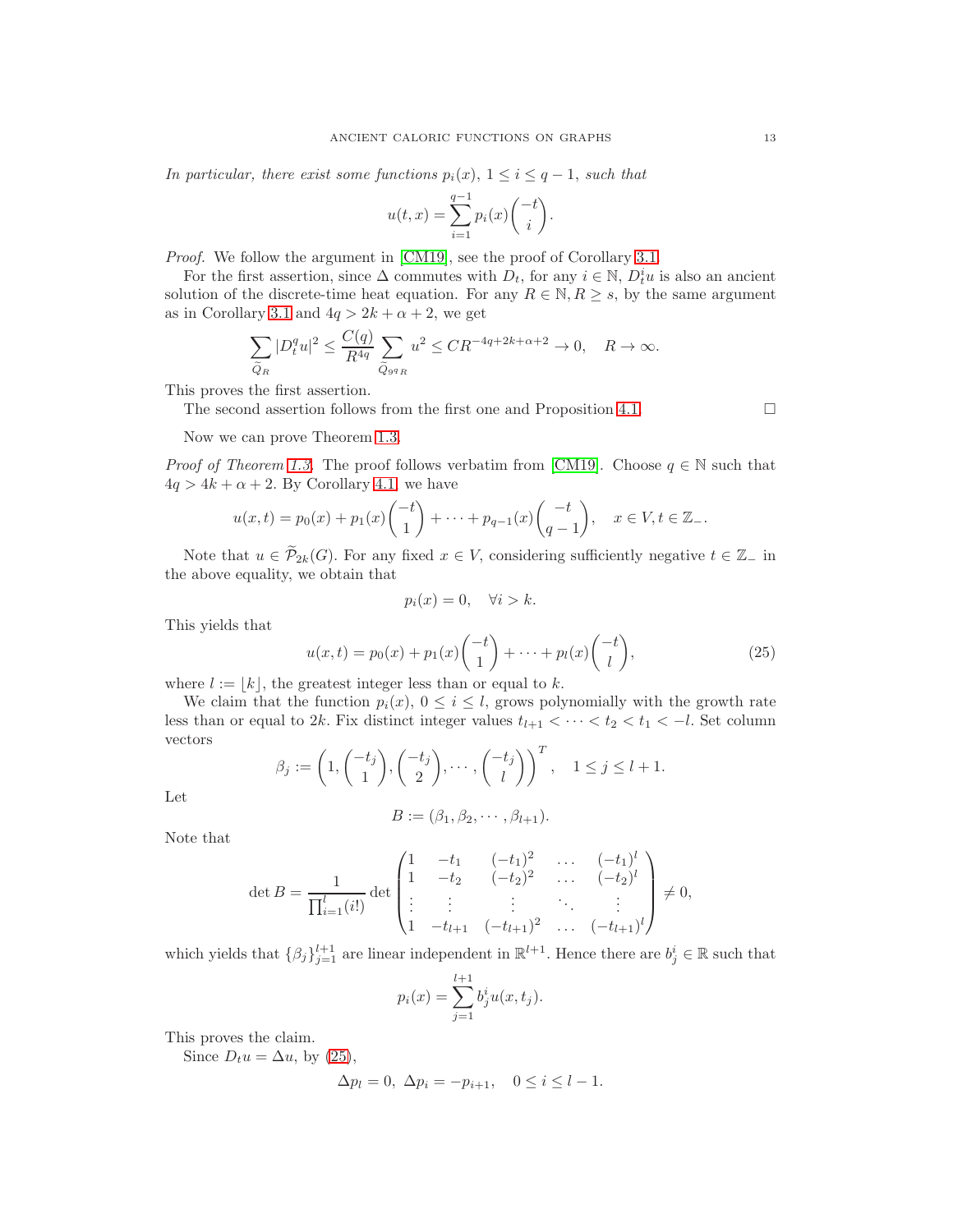*In particular, there exist some functions $p_i(x)$, $1 \le i \le q-1$, such that*

$$u(t,x) = \sum_{i=1}^{q-1} p_i(x) \binom{-t}{i}.$$

*Proof.* We follow the argument in [CM19], see the proof of Corollary 3.1.

For the first assertion, since $\Delta$ commutes with $D_t$, for any $i \in \mathbb{N}$, $D_t^i u$ is also an ancient solution of the discrete-time heat equation. For any $R \in \mathbb{N}, R \ge s$, by the same argument as in Corollary 3.1 and $4q > 2k + \alpha + 2$, we get

$$\sum_{\widetilde{Q}_R} |D_t^q u|^2 \le \frac{C(q)}{R^{4q}} \sum_{\widetilde{Q}_{9^q R}} u^2 \le C R^{-4q+2k+\alpha+2} \to 0, \quad R \to \infty.$$

This proves the first assertion.

The second assertion follows from the first one and Proposition 4.1. $\square$

Now we can prove Theorem 1.3.

*Proof of Theorem 1.3.* The proof follows verbatim from [CM19]. Choose $q \in \mathbb{N}$ such that $4q > 4k + \alpha + 2$. By Corollary 4.1, we have

$$u(x,t) = p_0(x) + p_1(x)\binom{-t}{1} + \cdots + p_{q-1}(x)\binom{-t}{q-1}, \quad x \in V, t \in \mathbb{Z}_-.$$

Note that $u \in \widetilde{\mathcal{P}}_{2k}(G)$. For any fixed $x \in V$, considering sufficiently negative $t \in \mathbb{Z}_-$ in the above equality, we obtain that

$$p_i(x) = 0, \quad \forall i > k.$$

This yields that

$$u(x,t) = p_0(x) + p_1(x)\binom{-t}{1} + \cdots + p_l(x)\binom{-t}{l}, \tag{25}$$

where $l := \lfloor k \rfloor$, the greatest integer less than or equal to $k$.

We claim that the function $p_i(x)$, $0 \le i \le l$, grows polynomially with the growth rate less than or equal to $2k$. Fix distinct integer values $t_{l+1} < \cdots < t_2 < t_1 < -l$. Set column vectors

$$\beta_j := \left(1, \binom{-t_j}{1}, \binom{-t_j}{2}, \cdots, \binom{-t_j}{l}\right)^T, \quad 1 \le j \le l+1.$$

Let

$$B := (\beta_1, \beta_2, \cdots, \beta_{l+1}).$$

Note that

$$\det B = \frac{1}{\prod_{i=1}^{l}(i!)} \det \begin{pmatrix} 1 & -t_1 & (-t_1)^2 & \dots & (-t_1)^l \\ 1 & -t_2 & (-t_2)^2 & \dots & (-t_2)^l \\ \vdots & \vdots & \vdots & \ddots & \vdots \\ 1 & -t_{l+1} & (-t_{l+1})^2 & \dots & (-t_{l+1})^l \end{pmatrix} \neq 0,$$

which yields that $\{\beta_j\}_{j=1}^{l+1}$ are linear independent in $\mathbb{R}^{l+1}$. Hence there are $b_j^i \in \mathbb{R}$ such that

$$p_i(x) = \sum_{j=1}^{l+1} b_j^i u(x, t_j).$$

This proves the claim.

Since $D_t u = \Delta u$, by (25),

$$\Delta p_l = 0, \; \Delta p_i = -p_{i+1}, \quad 0 \le i \le l-1.$$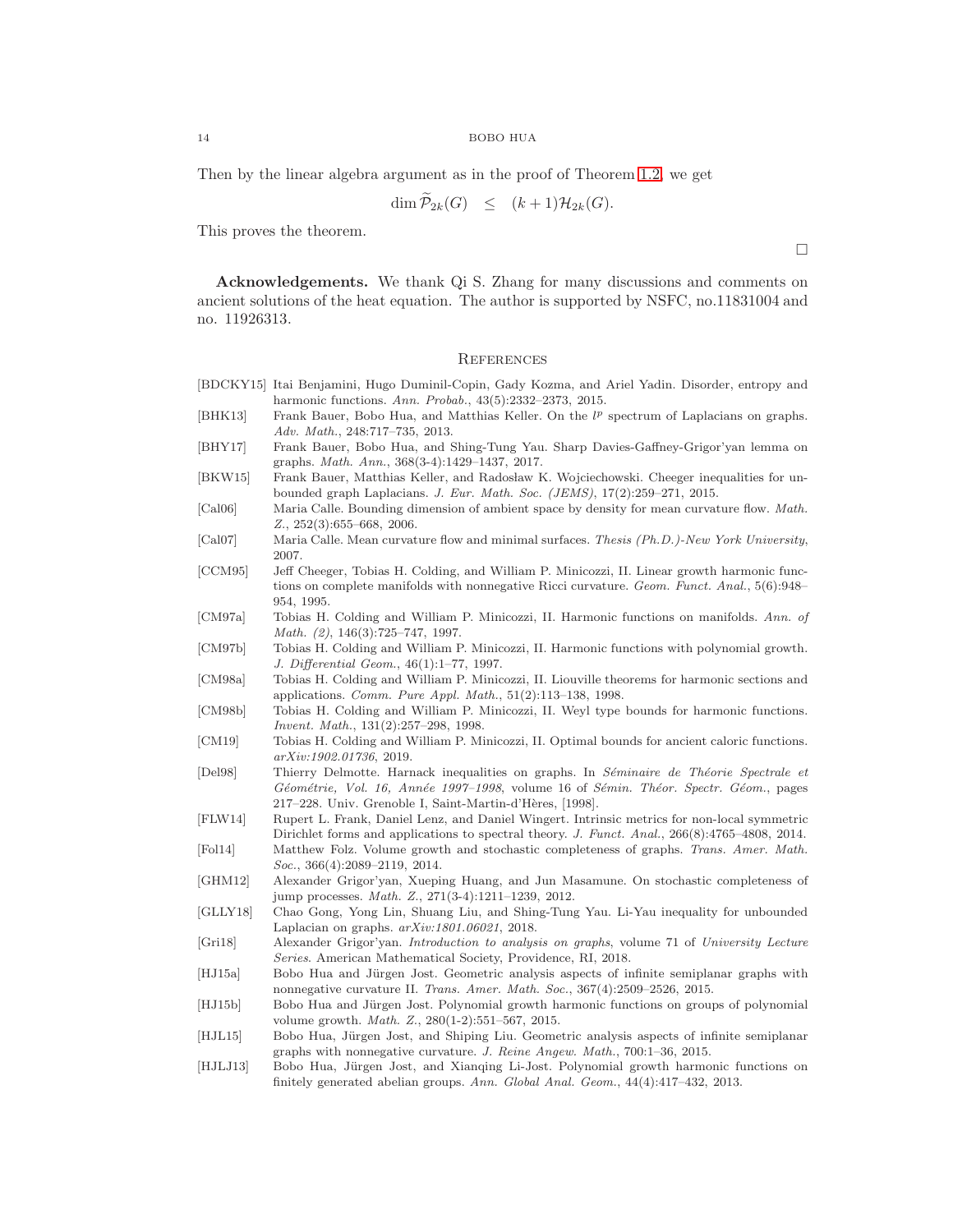Then by the linear algebra argument as in the proof of Theorem 1.2, we get

$$\dim \widetilde{\mathcal{P}}_{2k}(G) \quad \leq \quad (k+1)\mathcal{H}_{2k}(G).$$

This proves the theorem.

□

**Acknowledgements.** We thank Qi S. Zhang for many discussions and comments on ancient solutions of the heat equation. The author is supported by NSFC, no.11831004 and no. 11926313.

## References

[BDCKY15] Itai Benjamini, Hugo Duminil-Copin, Gady Kozma, and Ariel Yadin. Disorder, entropy and harmonic functions. *Ann. Probab.*, 43(5):2332–2373, 2015.

[BHK13] Frank Bauer, Bobo Hua, and Matthias Keller. On the $l^p$ spectrum of Laplacians on graphs. *Adv. Math.*, 248:717–735, 2013.

[BHY17] Frank Bauer, Bobo Hua, and Shing-Tung Yau. Sharp Davies-Gaffney-Grigor'yan lemma on graphs. *Math. Ann.*, 368(3-4):1429–1437, 2017.

[BKW15] Frank Bauer, Matthias Keller, and Radosław K. Wojciechowski. Cheeger inequalities for unbounded graph Laplacians. *J. Eur. Math. Soc. (JEMS)*, 17(2):259–271, 2015.

[Cal06] Maria Calle. Bounding dimension of ambient space by density for mean curvature flow. *Math. Z.*, 252(3):655–668, 2006.

[Cal07] Maria Calle. Mean curvature flow and minimal surfaces. *Thesis (Ph.D.)-New York University*, 2007.

[CCM95] Jeff Cheeger, Tobias H. Colding, and William P. Minicozzi, II. Linear growth harmonic functions on complete manifolds with nonnegative Ricci curvature. *Geom. Funct. Anal.*, 5(6):948–954, 1995.

[CM97a] Tobias H. Colding and William P. Minicozzi, II. Harmonic functions on manifolds. *Ann. of Math. (2)*, 146(3):725–747, 1997.

[CM97b] Tobias H. Colding and William P. Minicozzi, II. Harmonic functions with polynomial growth. *J. Differential Geom.*, 46(1):1–77, 1997.

[CM98a] Tobias H. Colding and William P. Minicozzi, II. Liouville theorems for harmonic sections and applications. *Comm. Pure Appl. Math.*, 51(2):113–138, 1998.

[CM98b] Tobias H. Colding and William P. Minicozzi, II. Weyl type bounds for harmonic functions. *Invent. Math.*, 131(2):257–298, 1998.

[CM19] Tobias H. Colding and William P. Minicozzi, II. Optimal bounds for ancient caloric functions. *arXiv:1902.01736*, 2019.

[Del98] Thierry Delmotte. Harnack inequalities on graphs. In *Séminaire de Théorie Spectrale et Géométrie, Vol. 16, Année 1997–1998*, volume 16 of *Sémin. Théor. Spectr. Géom.*, pages 217–228. Univ. Grenoble I, Saint-Martin-d'Hères, [1998].

[FLW14] Rupert L. Frank, Daniel Lenz, and Daniel Wingert. Intrinsic metrics for non-local symmetric Dirichlet forms and applications to spectral theory. *J. Funct. Anal.*, 266(8):4765–4808, 2014.

[Fol14] Matthew Folz. Volume growth and stochastic completeness of graphs. *Trans. Amer. Math. Soc.*, 366(4):2089–2119, 2014.

[GHM12] Alexander Grigor'yan, Xueping Huang, and Jun Masamune. On stochastic completeness of jump processes. *Math. Z.*, 271(3-4):1211–1239, 2012.

[GLLY18] Chao Gong, Yong Lin, Shuang Liu, and Shing-Tung Yau. Li-Yau inequality for unbounded Laplacian on graphs. *arXiv:1801.06021*, 2018.

[Gri18] Alexander Grigor'yan. *Introduction to analysis on graphs*, volume 71 of *University Lecture Series*. American Mathematical Society, Providence, RI, 2018.

[HJ15a] Bobo Hua and Jürgen Jost. Geometric analysis aspects of infinite semiplanar graphs with nonnegative curvature II. *Trans. Amer. Math. Soc.*, 367(4):2509–2526, 2015.

[HJ15b] Bobo Hua and Jürgen Jost. Polynomial growth harmonic functions on groups of polynomial volume growth. *Math. Z.*, 280(1-2):551–567, 2015.

[HJL15] Bobo Hua, Jürgen Jost, and Shiping Liu. Geometric analysis aspects of infinite semiplanar graphs with nonnegative curvature. *J. Reine Angew. Math.*, 700:1–36, 2015.

[HJLJ13] Bobo Hua, Jürgen Jost, and Xianqing Li-Jost. Polynomial growth harmonic functions on finitely generated abelian groups. *Ann. Global Anal. Geom.*, 44(4):417–432, 2013.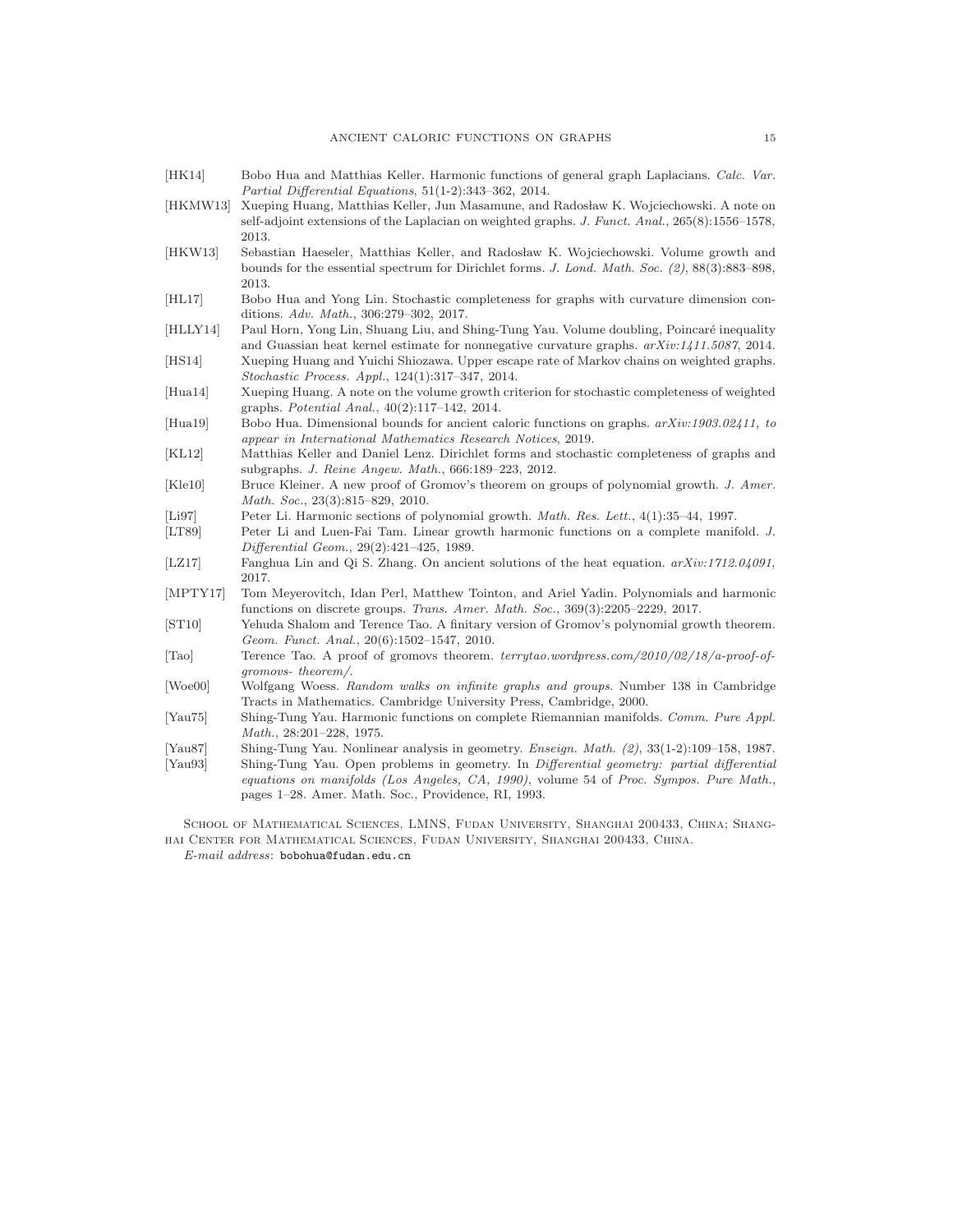[HK14] Bobo Hua and Matthias Keller. Harmonic functions of general graph Laplacians. *Calc. Var. Partial Differential Equations*, 51(1-2):343–362, 2014.

[HKMW13] Xueping Huang, Matthias Keller, Jun Masamune, and Radosław K. Wojciechowski. A note on self-adjoint extensions of the Laplacian on weighted graphs. *J. Funct. Anal.*, 265(8):1556–1578, 2013.

[HKW13] Sebastian Haeseler, Matthias Keller, and Radosław K. Wojciechowski. Volume growth and bounds for the essential spectrum for Dirichlet forms. *J. Lond. Math. Soc. (2)*, 88(3):883–898, 2013.

[HL17] Bobo Hua and Yong Lin. Stochastic completeness for graphs with curvature dimension conditions. *Adv. Math.*, 306:279–302, 2017.

[HLLY14] Paul Horn, Yong Lin, Shuang Liu, and Shing-Tung Yau. Volume doubling, Poincaré inequality and Guassian heat kernel estimate for nonnegative curvature graphs. *arXiv:1411.5087*, 2014.

[HS14] Xueping Huang and Yuichi Shiozawa. Upper escape rate of Markov chains on weighted graphs. *Stochastic Process. Appl.*, 124(1):317–347, 2014.

[Hua14] Xueping Huang. A note on the volume growth criterion for stochastic completeness of weighted graphs. *Potential Anal.*, 40(2):117–142, 2014.

[Hua19] Bobo Hua. Dimensional bounds for ancient caloric functions on graphs. *arXiv:1903.02411, to appear in International Mathematics Research Notices*, 2019.

[KL12] Matthias Keller and Daniel Lenz. Dirichlet forms and stochastic completeness of graphs and subgraphs. *J. Reine Angew. Math.*, 666:189–223, 2012.

[Kle10] Bruce Kleiner. A new proof of Gromov's theorem on groups of polynomial growth. *J. Amer. Math. Soc.*, 23(3):815–829, 2010.

[Li97] Peter Li. Harmonic sections of polynomial growth. *Math. Res. Lett.*, 4(1):35–44, 1997.

[LT89] Peter Li and Luen-Fai Tam. Linear growth harmonic functions on a complete manifold. *J. Differential Geom.*, 29(2):421–425, 1989.

[LZ17] Fanghua Lin and Qi S. Zhang. On ancient solutions of the heat equation. *arXiv:1712.04091*, 2017.

[MPTY17] Tom Meyerovitch, Idan Perl, Matthew Tointon, and Ariel Yadin. Polynomials and harmonic functions on discrete groups. *Trans. Amer. Math. Soc.*, 369(3):2205–2229, 2017.

[ST10] Yehuda Shalom and Terence Tao. A finitary version of Gromov's polynomial growth theorem. *Geom. Funct. Anal.*, 20(6):1502–1547, 2010.

[Tao] Terence Tao. A proof of gromovs theorem. *terrytao.wordpress.com/2010/02/18/a-proof-of-gromovs- theorem/*.

[Woe00] Wolfgang Woess. *Random walks on infinite graphs and groups*. Number 138 in Cambridge Tracts in Mathematics. Cambridge University Press, Cambridge, 2000.

[Yau75] Shing-Tung Yau. Harmonic functions on complete Riemannian manifolds. *Comm. Pure Appl. Math.*, 28:201–228, 1975.

[Yau87] Shing-Tung Yau. Nonlinear analysis in geometry. *Enseign. Math. (2)*, 33(1-2):109–158, 1987.

[Yau93] Shing-Tung Yau. Open problems in geometry. In *Differential geometry: partial differential equations on manifolds (Los Angeles, CA, 1990)*, volume 54 of *Proc. Sympos. Pure Math.*, pages 1–28. Amer. Math. Soc., Providence, RI, 1993.

School of Mathematical Sciences, LMNS, Fudan University, Shanghai 200433, China; Shanghai Center for Mathematical Sciences, Fudan University, Shanghai 200433, China.

*E-mail address*: bobohua@fudan.edu.cn